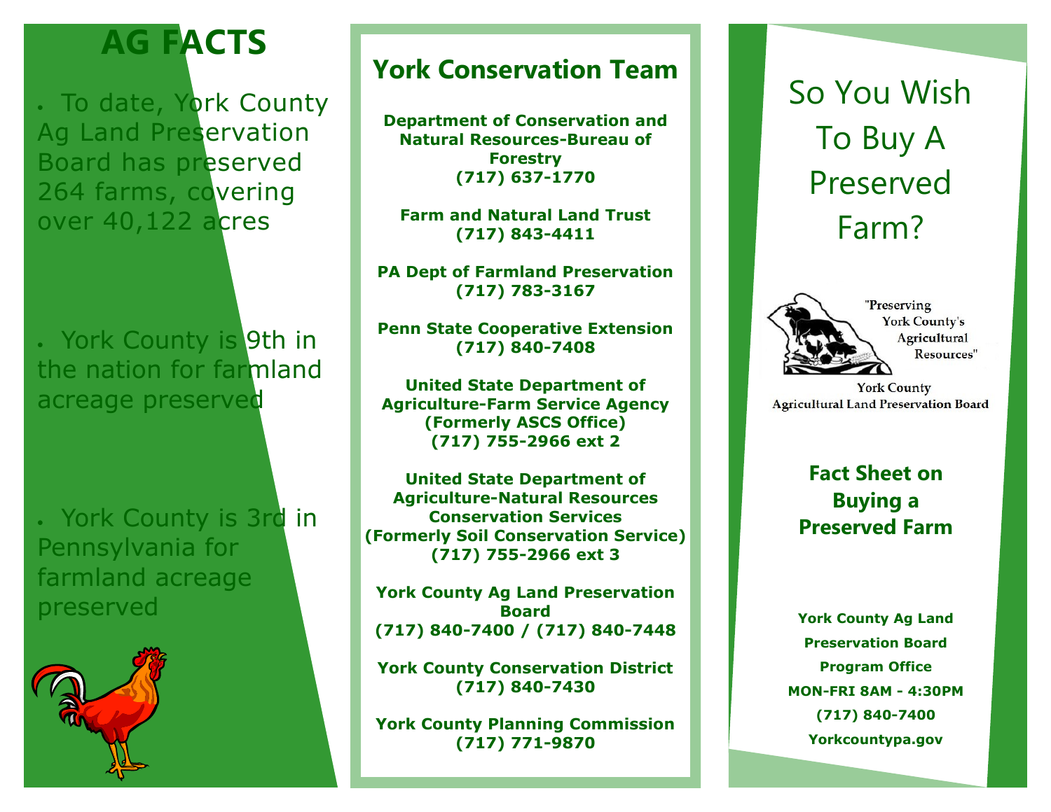# AG FACTS

- To date, York County Ag Land Preservation Board has preserved 264 farms, covering over 40,122 acres
- York County is 9th in the nation for farmland acreage preserved
- York County is 3rd in Pennsylvania for farmland acreage preserved

## York Conservation Team

**Department of Conservation and Natural Resources-Bureau of Forestry**
**(717) 637-1770**

**Farm and Natural Land Trust**
**(717) 843-4411**

**PA Dept of Farmland Preservation**
**(717) 783-3167**

**Penn State Cooperative Extension**
**(717) 840-7408**

**United State Department of Agriculture-Farm Service Agency (Formerly ASCS Office)**
**(717) 755-2966 ext 2**

**United State Department of Agriculture-Natural Resources Conservation Services (Formerly Soil Conservation Service)**
**(717) 755-2966 ext 3**

**York County Ag Land Preservation Board**
**(717) 840-7400 / (717) 840-7448**

**York County Conservation District**
**(717) 840-7430**

**York County Planning Commission**
**(717) 771-9870**

# So You Wish To Buy A Preserved Farm?

"Preserving York County's Agricultural Resources"

York County Agricultural Land Preservation Board

## Fact Sheet on Buying a Preserved Farm

**York County Ag Land Preservation Board Program Office**
**MON-FRI 8AM - 4:30PM**
**(717) 840-7400**
**Yorkcountypa.gov**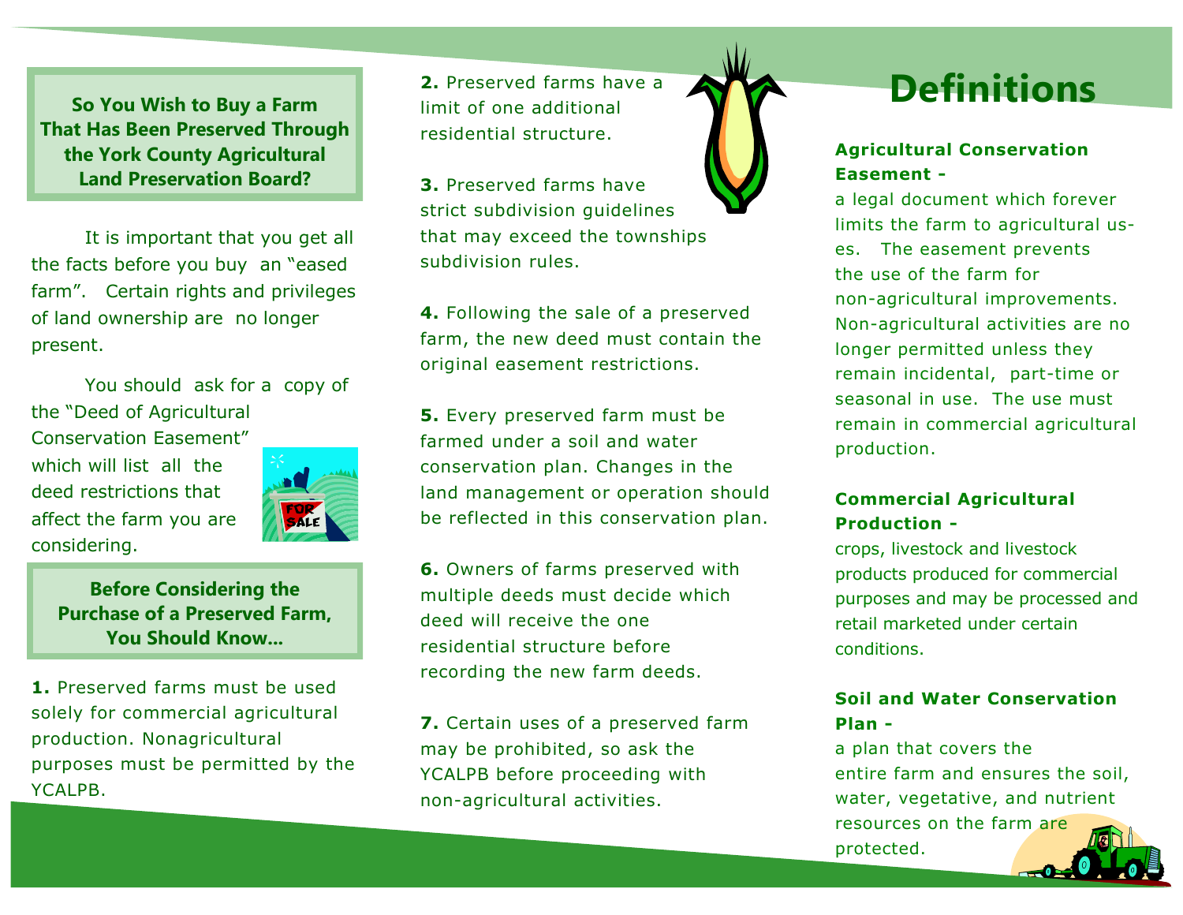## So You Wish to Buy a Farm That Has Been Preserved Through the York County Agricultural Land Preservation Board?

It is important that you get all the facts before you buy an "eased farm". Certain rights and privileges of land ownership are no longer present.

You should ask for a copy of the "Deed of Agricultural Conservation Easement" which will list all the deed restrictions that affect the farm you are considering.

## Before Considering the Purchase of a Preserved Farm, You Should Know...

**1.** Preserved farms must be used solely for commercial agricultural production. Nonagricultural purposes must be permitted by the YCALPB.

**2.** Preserved farms have a limit of one additional residential structure.

**3.** Preserved farms have strict subdivision guidelines that may exceed the townships subdivision rules.

**4.** Following the sale of a preserved farm, the new deed must contain the original easement restrictions.

**5.** Every preserved farm must be farmed under a soil and water conservation plan. Changes in the land management or operation should be reflected in this conservation plan.

**6.** Owners of farms preserved with multiple deeds must decide which deed will receive the one residential structure before recording the new farm deeds.

**7.** Certain uses of a preserved farm may be prohibited, so ask the YCALPB before proceeding with non-agricultural activities.

# Definitions

**Agricultural Conservation Easement -**
a legal document which forever limits the farm to agricultural uses. The easement prevents the use of the farm for non-agricultural improvements. Non-agricultural activities are no longer permitted unless they remain incidental, part-time or seasonal in use. The use must remain in commercial agricultural production.

**Commercial Agricultural Production -**
crops, livestock and livestock products produced for commercial purposes and may be processed and retail marketed under certain conditions.

**Soil and Water Conservation Plan -**
a plan that covers the entire farm and ensures the soil, water, vegetative, and nutrient resources on the farm are protected.